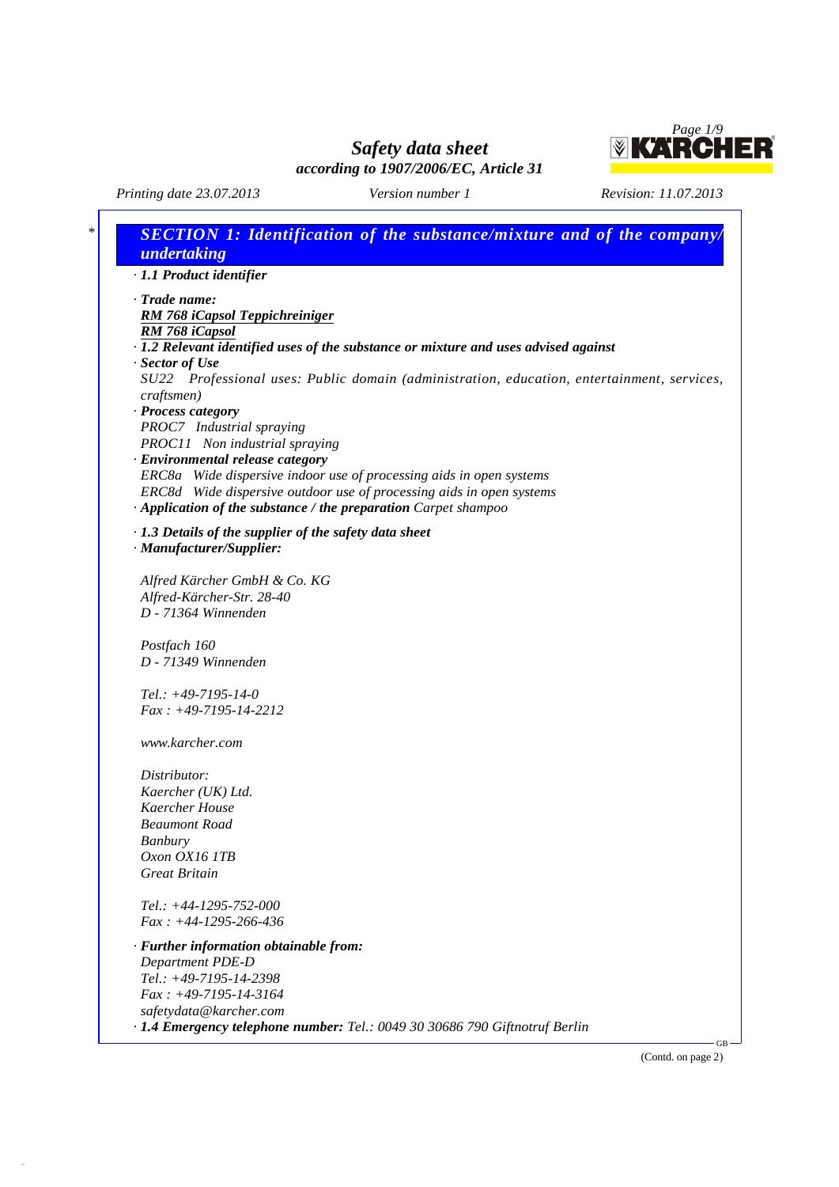# Safety data sheet

**according to 1907/2006/EC, Article 31**

*Printing date 23.07.2013* *Version number 1* *Revision: 11.07.2013*

## SECTION 1: Identification of the substance/mixture and of the company/undertaking

· **1.1 Product identifier**

· **Trade name:**
**RM 768 iCapsol Teppichreiniger**
**RM 768 iCapsol**

· **1.2 Relevant identified uses of the substance or mixture and uses advised against**

· **Sector of Use**
SU22 Professional uses: Public domain (administration, education, entertainment, services, craftsmen)

· **Process category**
PROC7 Industrial spraying
PROC11 Non industrial spraying

· **Environmental release category**
ERC8a Wide dispersive indoor use of processing aids in open systems
ERC8d Wide dispersive outdoor use of processing aids in open systems

· **Application of the substance / the preparation** Carpet shampoo

· **1.3 Details of the supplier of the safety data sheet**

· **Manufacturer/Supplier:**

Alfred Kärcher GmbH & Co. KG
Alfred-Kärcher-Str. 28-40
D - 71364 Winnenden

Postfach 160
D - 71349 Winnenden

Tel.: +49-7195-14-0
Fax : +49-7195-14-2212

www.karcher.com

Distributor:
Kaercher (UK) Ltd.
Kaercher House
Beaumont Road
Banbury
Oxon OX16 1TB
Great Britain

Tel.: +44-1295-752-000
Fax : +44-1295-266-436

· **Further information obtainable from:**
Department PDE-D
Tel.: +49-7195-14-2398
Fax : +49-7195-14-3164
safetydata@karcher.com

· **1.4 Emergency telephone number:** Tel.: 0049 30 30686 790 Giftnotruf Berlin

(Contd. on page 2)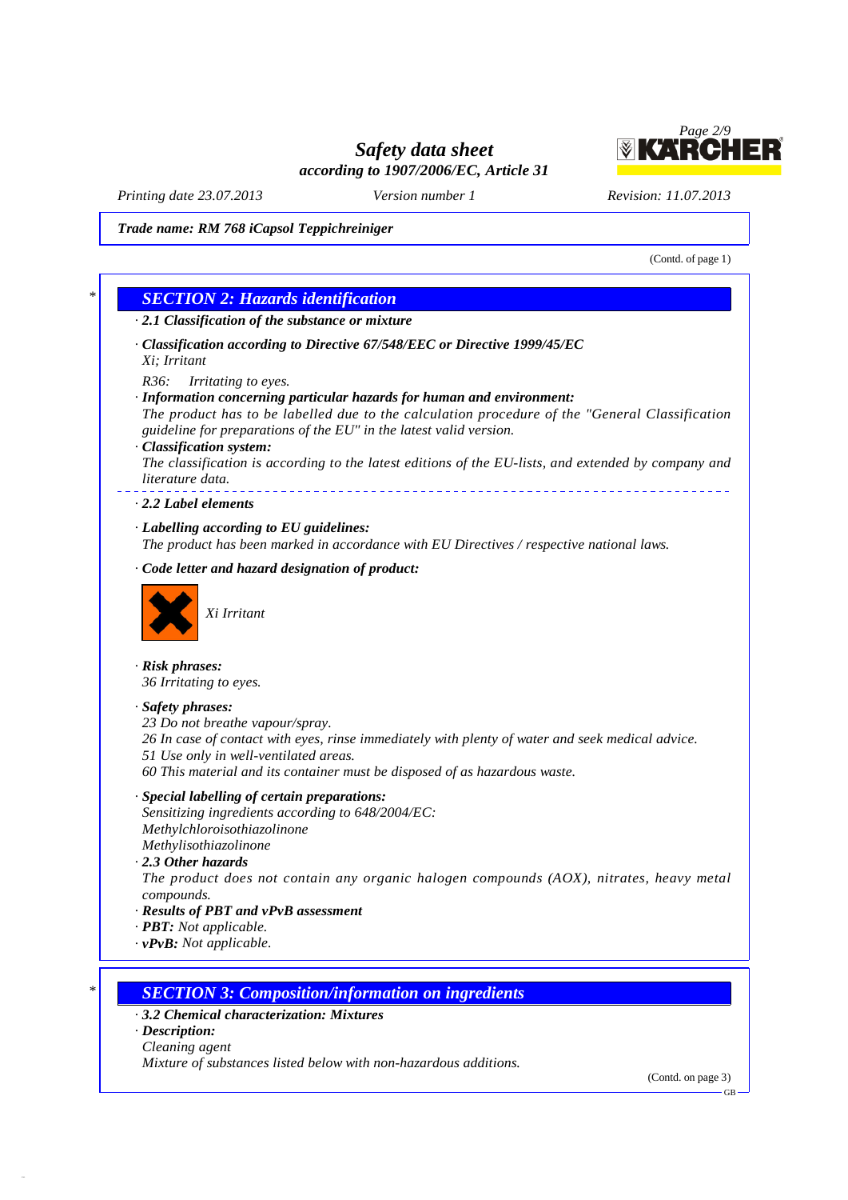*Trade name: RM 768 iCapsol Teppichreiniger*

(Contd. of page 1)

## SECTION 2: Hazards identification

· **2.1 Classification of the substance or mixture**

· **Classification according to Directive 67/548/EEC or Directive 1999/45/EC**
Xi; Irritant

R36: Irritating to eyes.

· **Information concerning particular hazards for human and environment:**
The product has to be labelled due to the calculation procedure of the "General Classification guideline for preparations of the EU" in the latest valid version.

· **Classification system:**
The classification is according to the latest editions of the EU-lists, and extended by company and literature data.

· **2.2 Label elements**

· **Labelling according to EU guidelines:**
The product has been marked in accordance with EU Directives / respective national laws.

· **Code letter and hazard designation of product:**

Xi Irritant

· **Risk phrases:**
36 Irritating to eyes.

· **Safety phrases:**
23 Do not breathe vapour/spray.
26 In case of contact with eyes, rinse immediately with plenty of water and seek medical advice.
51 Use only in well-ventilated areas.
60 This material and its container must be disposed of as hazardous waste.

· **Special labelling of certain preparations:**
Sensitizing ingredients according to 648/2004/EC:
Methylchloroisothiazolinone
Methylisothiazolinone

· **2.3 Other hazards**
The product does not contain any organic halogen compounds (AOX), nitrates, heavy metal compounds.

· **Results of PBT and vPvB assessment**
· **PBT:** Not applicable.
· **vPvB:** Not applicable.

## SECTION 3: Composition/information on ingredients

· **3.2 Chemical characterization: Mixtures**
· **Description:**
Cleaning agent
Mixture of substances listed below with non-hazardous additions.

(Contd. on page 3)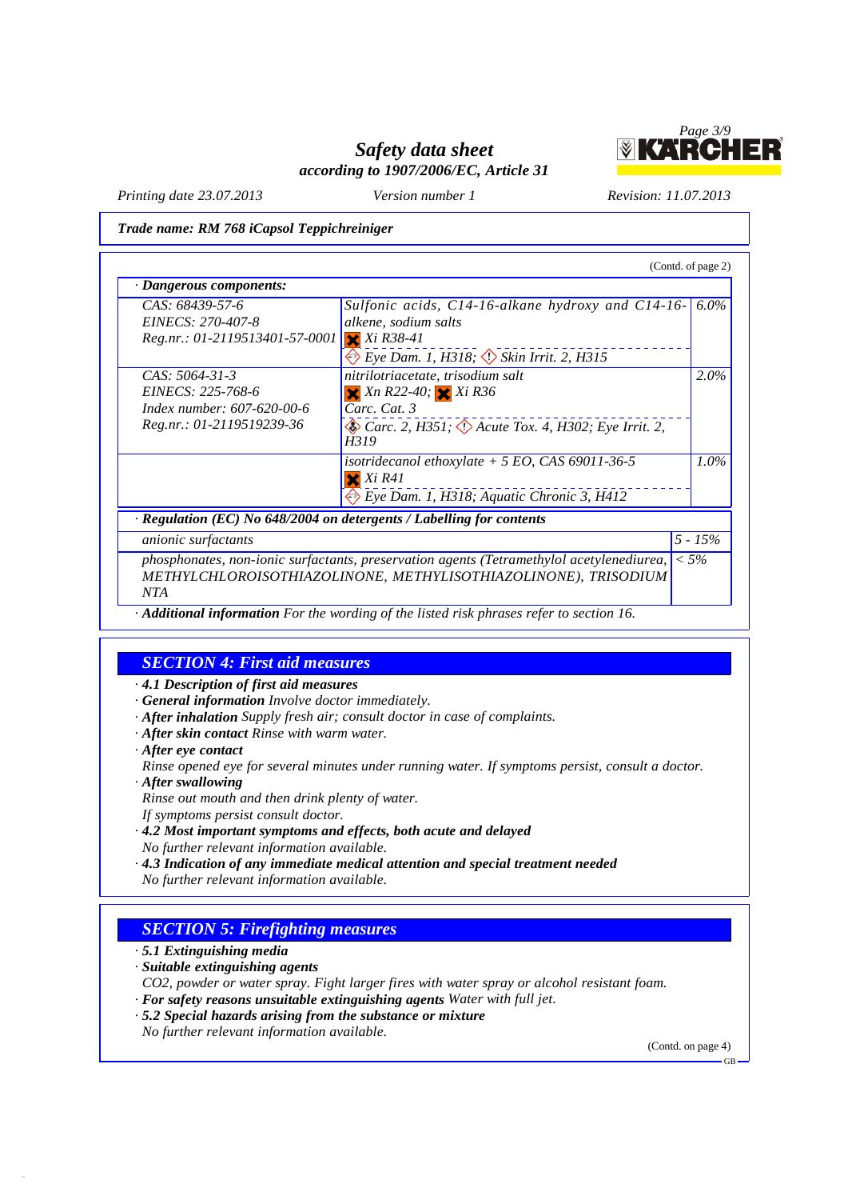Trade name: **RM 768 iCapsol Teppichreiniger**

(Contd. of page 2)

· **Dangerous components:**

| | | |
|---|---|---|
| CAS: 68439-57-6<br>EINECS: 270-407-8<br>Reg.nr.: 01-2119513401-57-0001 | Sulfonic acids, C14-16-alkane hydroxy and C14-16-alkene, sodium salts<br>Xi R38-41<br>Eye Dam. 1, H318; Skin Irrit. 2, H315 | 6.0% |
| CAS: 5064-31-3<br>EINECS: 225-768-6<br>Index number: 607-620-00-6<br>Reg.nr.: 01-2119519239-36 | nitrilotriacetate, trisodium salt<br>Xn R22-40; Xi R36<br>Carc. Cat. 3<br>Carc. 2, H351; Acute Tox. 4, H302; Eye Irrit. 2, H319 | 2.0% |
| | isotridecanol ethoxylate + 5 EO, CAS 69011-36-5<br>Xi R41<br>Eye Dam. 1, H318; Aquatic Chronic 3, H412 | 1.0% |

· **Regulation (EC) No 648/2004 on detergents / Labelling for contents**

| | |
|---|---|
| anionic surfactants | 5 - 15% |
| phosphonates, non-ionic surfactants, preservation agents (Tetramethylol acetylenediurea, METHYLCHLOROISOTHIAZOLINONE, METHYLISOTHIAZOLINONE), TRISODIUM NTA | < 5% |

· **Additional information** For the wording of the listed risk phrases refer to section 16.

## SECTION 4: First aid measures

· **4.1 Description of first aid measures**
· **General information** Involve doctor immediately.
· **After inhalation** Supply fresh air; consult doctor in case of complaints.
· **After skin contact** Rinse with warm water.
· **After eye contact**
Rinse opened eye for several minutes under running water. If symptoms persist, consult a doctor.
· **After swallowing**
Rinse out mouth and then drink plenty of water.
If symptoms persist consult doctor.
· **4.2 Most important symptoms and effects, both acute and delayed**
No further relevant information available.
· **4.3 Indication of any immediate medical attention and special treatment needed**
No further relevant information available.

## SECTION 5: Firefighting measures

· **5.1 Extinguishing media**
· **Suitable extinguishing agents**
$CO_2$, powder or water spray. Fight larger fires with water spray or alcohol resistant foam.
· **For safety reasons unsuitable extinguishing agents** Water with full jet.
· **5.2 Special hazards arising from the substance or mixture**
No further relevant information available.

(Contd. on page 4)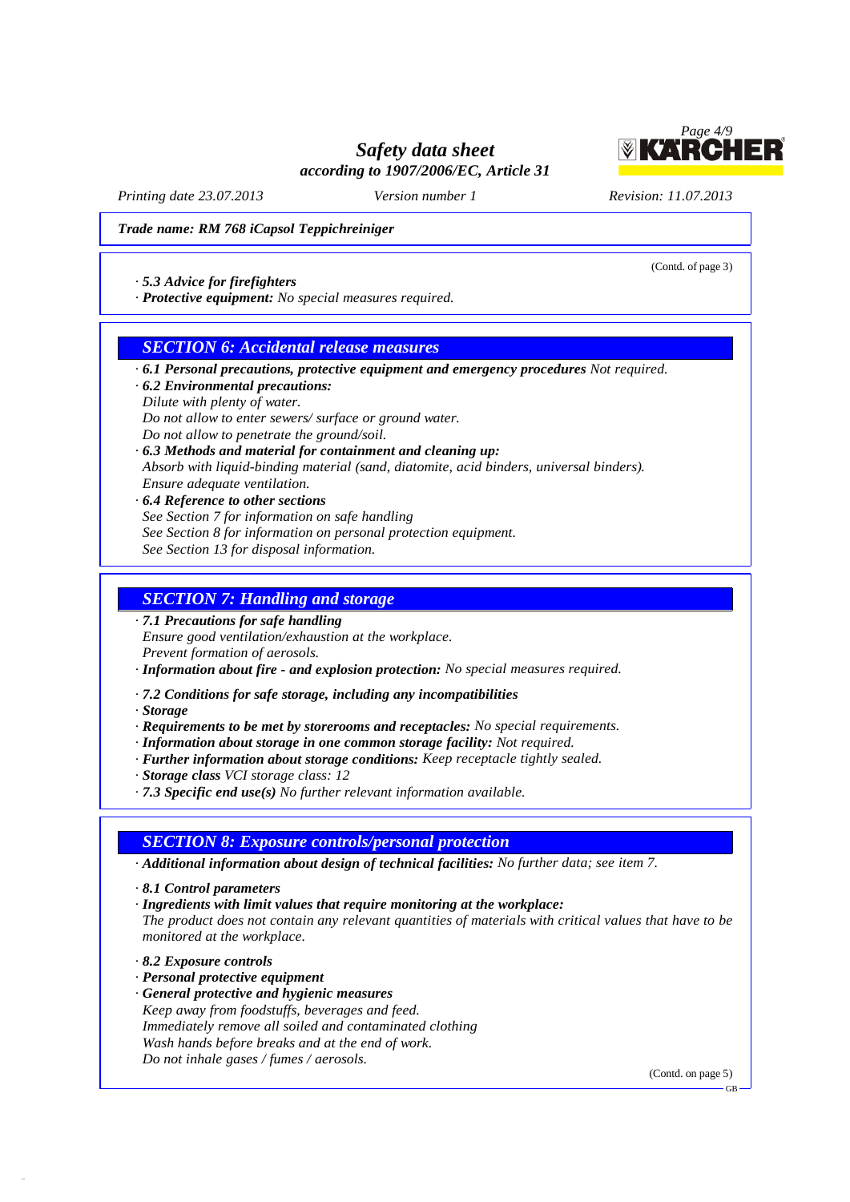*Trade name: RM 768 iCapsol Teppichreiniger*

(Contd. of page 3)

· **5.3 Advice for firefighters**
· **Protective equipment:** No special measures required.

## SECTION 6: Accidental release measures

· **6.1 Personal precautions, protective equipment and emergency procedures** Not required.
· **6.2 Environmental precautions:**
Dilute with plenty of water.
Do not allow to enter sewers/ surface or ground water.
Do not allow to penetrate the ground/soil.
· **6.3 Methods and material for containment and cleaning up:**
Absorb with liquid-binding material (sand, diatomite, acid binders, universal binders).
Ensure adequate ventilation.
· **6.4 Reference to other sections**
See Section 7 for information on safe handling
See Section 8 for information on personal protection equipment.
See Section 13 for disposal information.

## SECTION 7: Handling and storage

· **7.1 Precautions for safe handling**
Ensure good ventilation/exhaustion at the workplace.
Prevent formation of aerosols.
· **Information about fire - and explosion protection:** No special measures required.

· **7.2 Conditions for safe storage, including any incompatibilities**
· **Storage**
· **Requirements to be met by storerooms and receptacles:** No special requirements.
· **Information about storage in one common storage facility:** Not required.
· **Further information about storage conditions:** Keep receptacle tightly sealed.
· **Storage class** VCI storage class: 12
· **7.3 Specific end use(s)** No further relevant information available.

## SECTION 8: Exposure controls/personal protection

· **Additional information about design of technical facilities:** No further data; see item 7.

· **8.1 Control parameters**
· **Ingredients with limit values that require monitoring at the workplace:**
The product does not contain any relevant quantities of materials with critical values that have to be monitored at the workplace.

· **8.2 Exposure controls**
· **Personal protective equipment**
· **General protective and hygienic measures**
Keep away from foodstuffs, beverages and feed.
Immediately remove all soiled and contaminated clothing
Wash hands before breaks and at the end of work.
Do not inhale gases / fumes / aerosols.

(Contd. on page 5)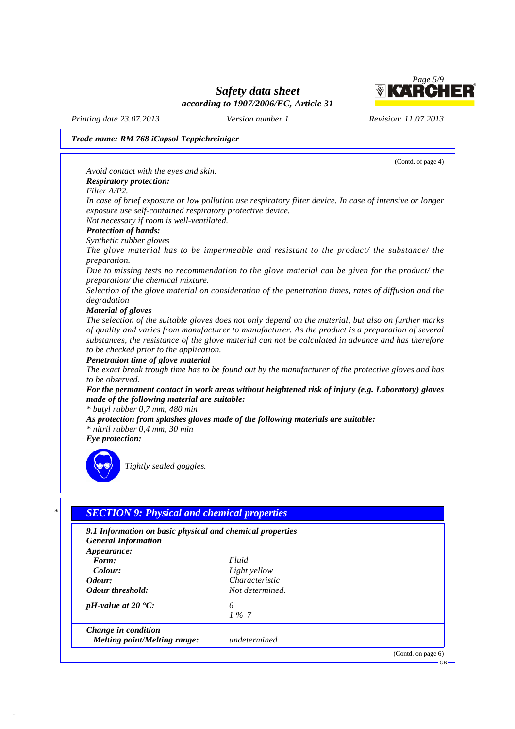**Trade name: RM 768 iCapsol Teppichreiniger**

(Contd. of page 4)

*Avoid contact with the eyes and skin.*

· **Respiratory protection:**
*Filter A/P2.*
*In case of brief exposure or low pollution use respiratory filter device. In case of intensive or longer exposure use self-contained respiratory protective device.*
*Not necessary if room is well-ventilated.*

· **Protection of hands:**
*Synthetic rubber gloves*
*The glove material has to be impermeable and resistant to the product/ the substance/ the preparation.*
*Due to missing tests no recommendation to the glove material can be given for the product/ the preparation/ the chemical mixture.*
*Selection of the glove material on consideration of the penetration times, rates of diffusion and the degradation*

· **Material of gloves**
*The selection of the suitable gloves does not only depend on the material, but also on further marks of quality and varies from manufacturer to manufacturer. As the product is a preparation of several substances, the resistance of the glove material can not be calculated in advance and has therefore to be checked prior to the application.*

· **Penetration time of glove material**
*The exact break trough time has to be found out by the manufacturer of the protective gloves and has to be observed.*

· **For the permanent contact in work areas without heightened risk of injury (e.g. Laboratory) gloves made of the following material are suitable:**
*\* butyl rubber 0,7 mm, 480 min*

· **As protection from splashes gloves made of the following materials are suitable:**
*\* nitril rubber 0,4 mm, 30 min*

· **Eye protection:**

*Tightly sealed goggles.*

\*

## SECTION 9: Physical and chemical properties

· **9.1 Information on basic physical and chemical properties**
· **General Information**
· **Appearance:**

| | |
|---|---|
| **Form:** | Fluid |
| **Colour:** | Light yellow |
| · **Odour:** | Characteristic |
| · **Odour threshold:** | Not determined. |
| · **pH-value at 20 °C:** | 6<br>1 % 7 |
| · **Change in condition** | |
| **Melting point/Melting range:** | undetermined |

(Contd. on page 6)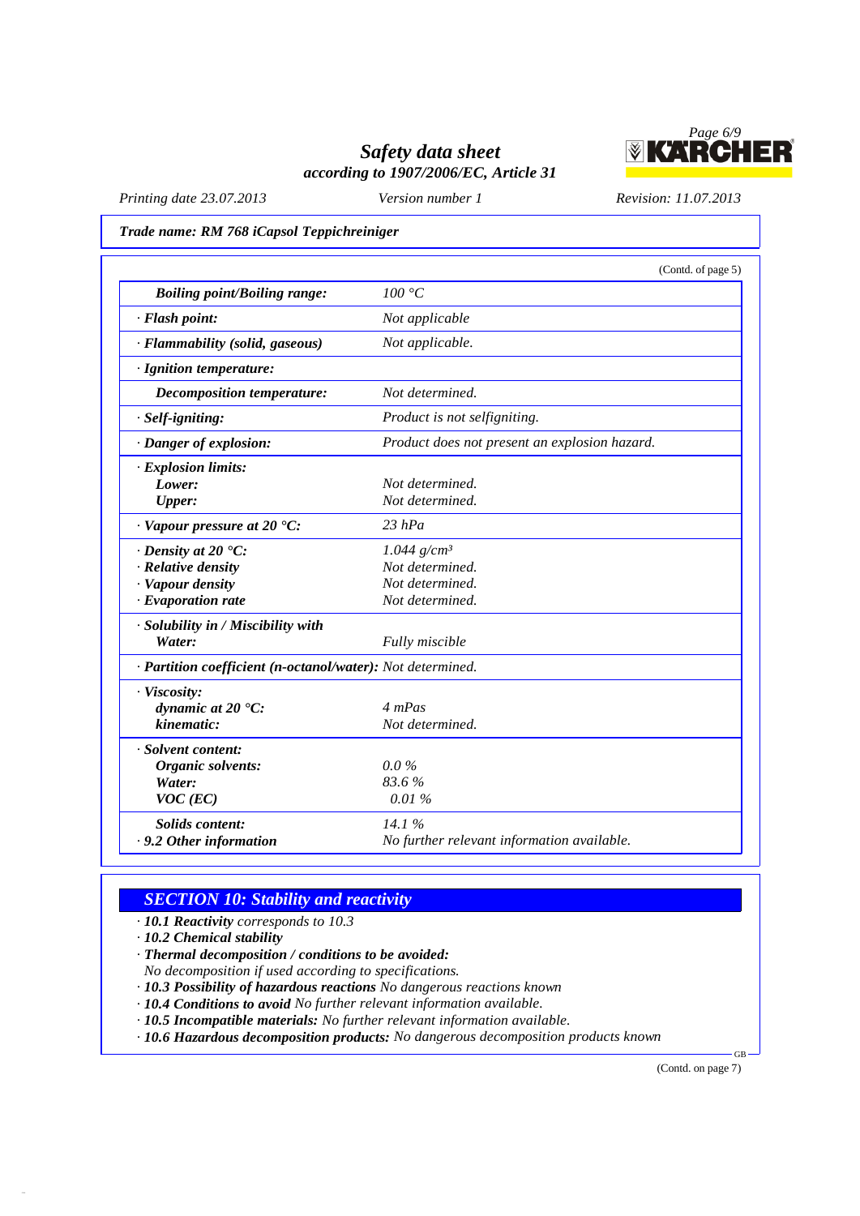**Trade name: RM 768 iCapsol Teppichreiniger**

(Contd. of page 5)

| | |
|---|---|
| **Boiling point/Boiling range:** | *100 °C* |
| **· Flash point:** | *Not applicable* |
| **· Flammability (solid, gaseous)** | *Not applicable.* |
| **· Ignition temperature:** | |
| **Decomposition temperature:** | *Not determined.* |
| **· Self-igniting:** | *Product is not selfigniting.* |
| **· Danger of explosion:** | *Product does not present an explosion hazard.* |
| **· Explosion limits:** | |
| **Lower:** | *Not determined.* |
| **Upper:** | *Not determined.* |
| **· Vapour pressure at 20 °C:** | *23 hPa* |
| **· Density at 20 °C:** | *1.044 g/cm³* |
| **· Relative density** | *Not determined.* |
| **· Vapour density** | *Not determined.* |
| **· Evaporation rate** | *Not determined.* |
| **· Solubility in / Miscibility with** | |
| **Water:** | *Fully miscible* |
| **· Partition coefficient (n-octanol/water):** | *Not determined.* |
| **· Viscosity:** | |
| **dynamic at 20 °C:** | *4 mPas* |
| **kinematic:** | *Not determined.* |
| **· Solvent content:** | |
| **Organic solvents:** | *0.0 %* |
| **Water:** | *83.6 %* |
| **VOC (EC)** | *0.01 %* |
| **Solids content:** | *14.1 %* |
| **· 9.2 Other information** | *No further relevant information available.* |

## SECTION 10: Stability and reactivity

- **10.1 Reactivity** *corresponds to 10.3*
- **10.2 Chemical stability**
- **Thermal decomposition / conditions to be avoided:**
  *No decomposition if used according to specifications.*
- **10.3 Possibility of hazardous reactions** *No dangerous reactions known*
- **10.4 Conditions to avoid** *No further relevant information available.*
- **10.5 Incompatible materials:** *No further relevant information available.*
- **10.6 Hazardous decomposition products:** *No dangerous decomposition products known*

(Contd. on page 7)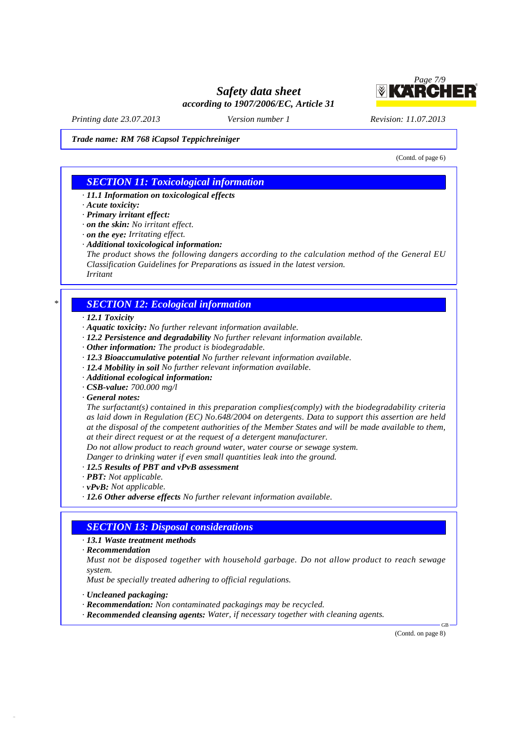**Trade name: RM 768 iCapsol Teppichreiniger**

(Contd. of page 6)

## SECTION 11: Toxicological information

- **11.1 Information on toxicological effects**
- **Acute toxicity:**
- **Primary irritant effect:**
- **on the skin:** No irritant effect.
- **on the eye:** Irritating effect.
- **Additional toxicological information:**
  The product shows the following dangers according to the calculation method of the General EU Classification Guidelines for Preparations as issued in the latest version.
  Irritant

## * SECTION 12: Ecological information

- **12.1 Toxicity**
- **Aquatic toxicity:** No further relevant information available.
- **12.2 Persistence and degradability** No further relevant information available.
- **Other information:** The product is biodegradable.
- **12.3 Bioaccumulative potential** No further relevant information available.
- **12.4 Mobility in soil** No further relevant information available.
- **Additional ecological information:**
- **CSB-value:** 700.000 mg/l
- **General notes:**
  The surfactant(s) contained in this preparation complies(comply) with the biodegradability criteria as laid down in Regulation (EC) No.648/2004 on detergents. Data to support this assertion are held at the disposal of the competent authorities of the Member States and will be made available to them, at their direct request or at the request of a detergent manufacturer.
  Do not allow product to reach ground water, water course or sewage system.
  Danger to drinking water if even small quantities leak into the ground.
- **12.5 Results of PBT and vPvB assessment**
- **PBT:** Not applicable.
- **vPvB:** Not applicable.
- **12.6 Other adverse effects** No further relevant information available.

## SECTION 13: Disposal considerations

- **13.1 Waste treatment methods**
- **Recommendation**
  Must not be disposed together with household garbage. Do not allow product to reach sewage system.
  Must be specially treated adhering to official regulations.
- **Uncleaned packaging:**
- **Recommendation:** Non contaminated packagings may be recycled.
- **Recommended cleansing agents:** Water, if necessary together with cleaning agents.

(Contd. on page 8)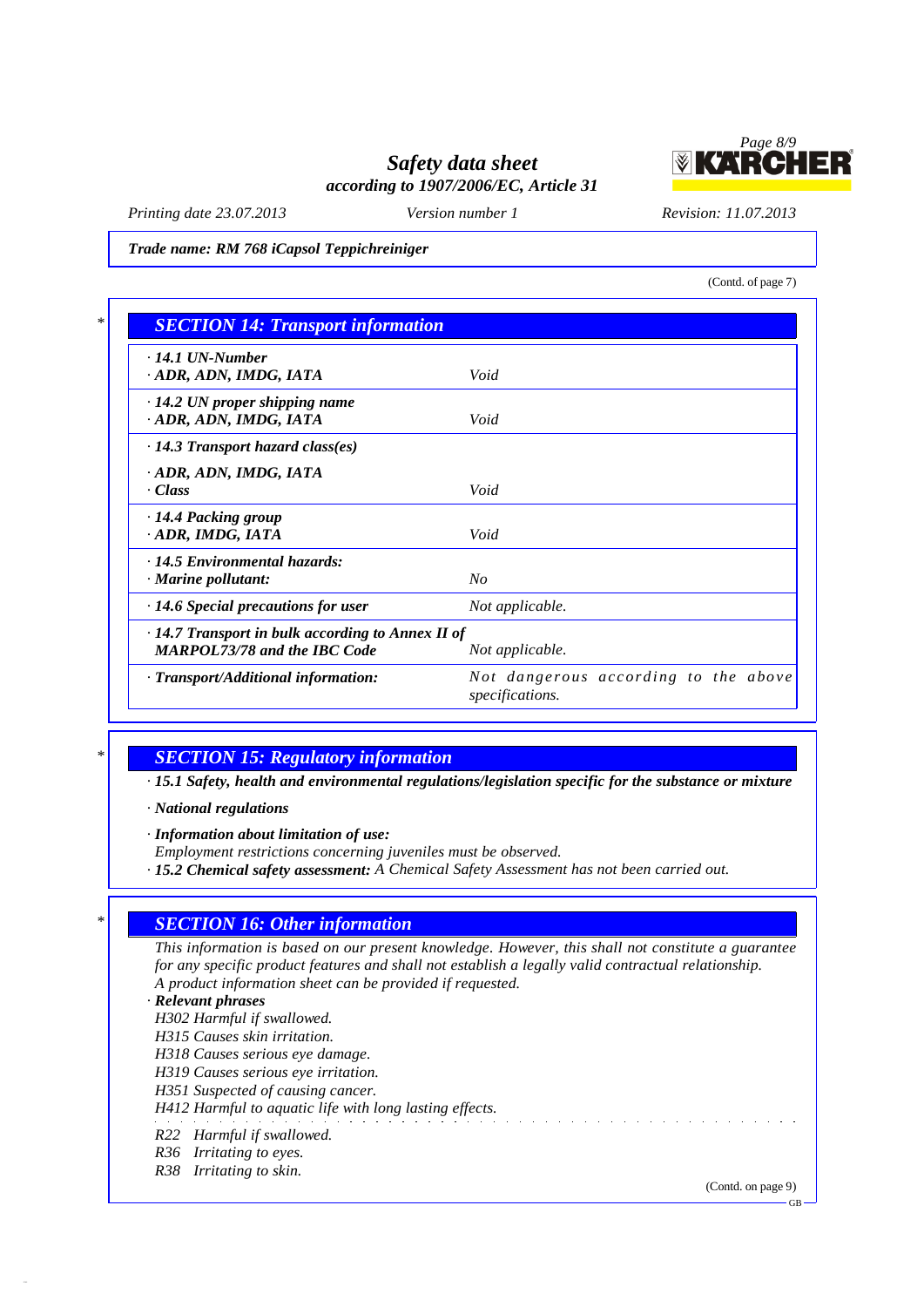*Trade name: RM 768 iCapsol Teppichreiniger*

(Contd. of page 7)

## SECTION 14: Transport information

| | |
|---|---|
| · **14.1 UN-Number**<br>· **ADR, ADN, IMDG, IATA** | Void |
| · **14.2 UN proper shipping name**<br>· **ADR, ADN, IMDG, IATA** | Void |
| · **14.3 Transport hazard class(es)** | |
| · **ADR, ADN, IMDG, IATA**<br>· **Class** | Void |
| · **14.4 Packing group**<br>· **ADR, IMDG, IATA** | Void |
| · **14.5 Environmental hazards:**<br>· **Marine pollutant:** | No |
| · **14.6 Special precautions for user** | Not applicable. |
| · **14.7 Transport in bulk according to Annex II of MARPOL73/78 and the IBC Code** | Not applicable. |
| · **Transport/Additional information:** | Not dangerous according to the above specifications. |

## SECTION 15: Regulatory information

· **15.1 Safety, health and environmental regulations/legislation specific for the substance or mixture**

· **National regulations**

· **Information about limitation of use:**
Employment restrictions concerning juveniles must be observed.

· **15.2 Chemical safety assessment:** A Chemical Safety Assessment has not been carried out.

## SECTION 16: Other information

This information is based on our present knowledge. However, this shall not constitute a guarantee for any specific product features and shall not establish a legally valid contractual relationship.
A product information sheet can be provided if requested.

· **Relevant phrases**
H302 Harmful if swallowed.
H315 Causes skin irritation.
H318 Causes serious eye damage.
H319 Causes serious eye irritation.
H351 Suspected of causing cancer.
H412 Harmful to aquatic life with long lasting effects.

R22 Harmful if swallowed.
R36 Irritating to eyes.
R38 Irritating to skin.

(Contd. on page 9)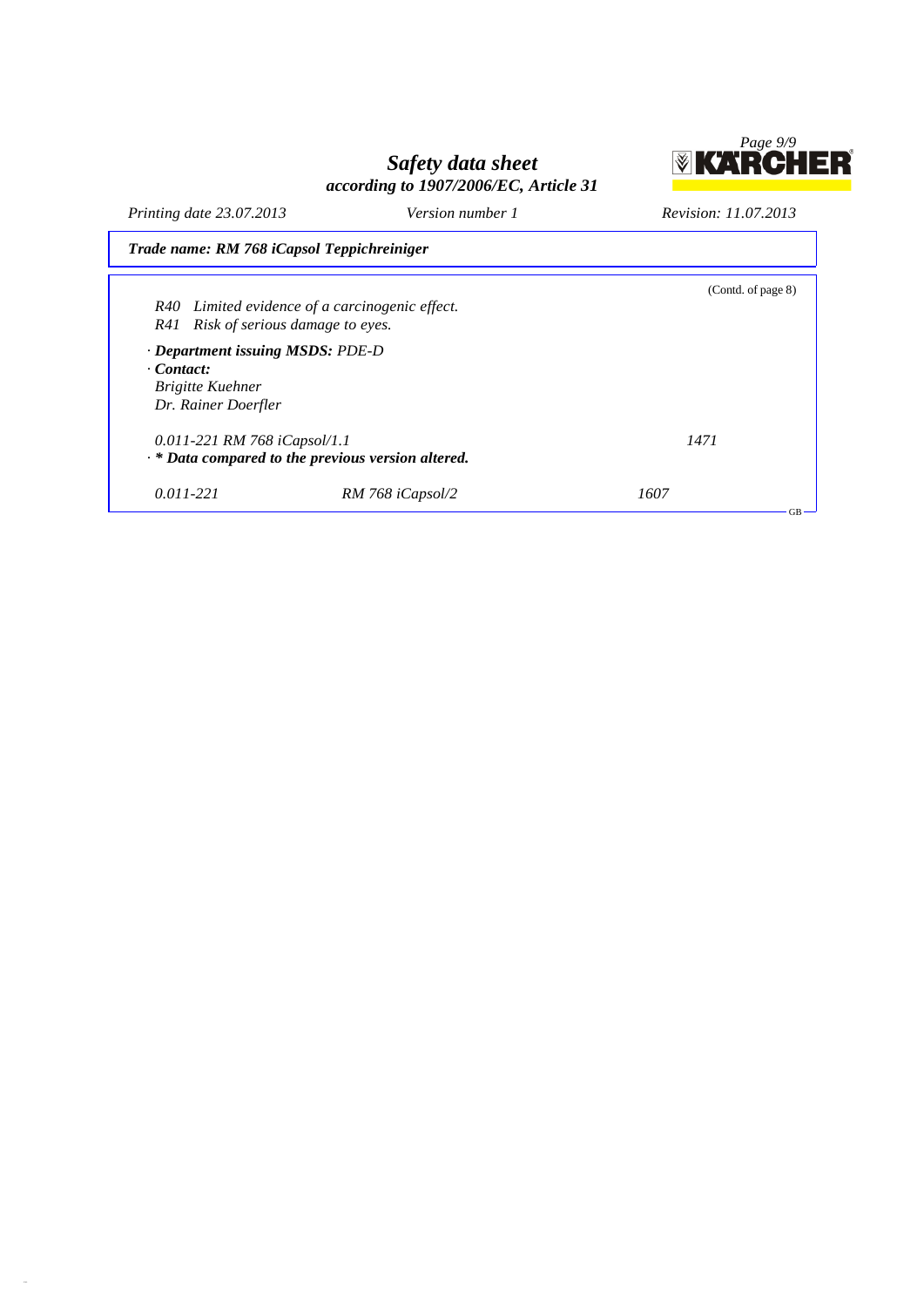(Contd. of page 8)

*R40 Limited evidence of a carcinogenic effect.*
*R41 Risk of serious damage to eyes.*

· ***Department issuing MSDS:*** *PDE-D*
· ***Contact:***
*Brigitte Kuehner*
*Dr. Rainer Doerfler*

*0.011-221 RM 768 iCapsol/1.1* *1471*
· ***\* Data compared to the previous version altered.***

*0.011-221* *RM 768 iCapsol/2* *1607*

GB